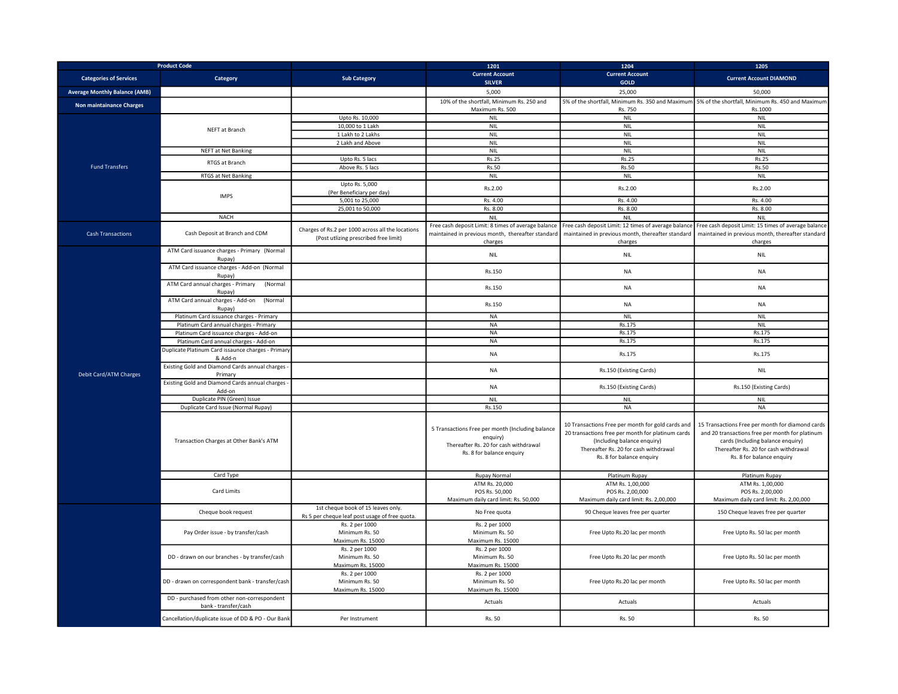| Product Code | | | 1201 | 1204 | 1205 |
|---|---|---|---|---|---|
| Categories of Services | Category | Sub Category | Current Account SILVER | Current Account GOLD | Current Account DIAMOND |
| Average Monthly Balance (AMB) | | | 5,000 | 25,000 | 50,000 |
| Non maintainance Charges | | | 10% of the shortfall, Minimum Rs. 250 and Maximum Rs. 500 | 5% of the shortfall, Minimum Rs. 350 and Maximum Rs. 750 | 5% of the shortfall, Minimum Rs. 450 and Maximum Rs.1000 |
| Fund Transfers | NEFT at Branch | Upto Rs. 10,000 | NIL | NIL | NIL |
| | | 10,000 to 1 Lakh | NIL | NIL | NIL |
| | | 1 Lakh to 2 Lakhs | NIL | NIL | NIL |
| | | 2 Lakh and Above | NIL | NIL | NIL |
| | NEFT at Net Banking | | NIL | NIL | NIL |
| | RTGS at Branch | Upto Rs. 5 lacs | Rs.25 | Rs.25 | Rs.25 |
| | | Above Rs. 5 lacs | Rs.50 | Rs.50 | Rs.50 |
| | RTGS at Net Banking | | NIL | NIL | NIL |
| | IMPS | Upto Rs. 5,000 (Per Beneficiary per day) | Rs.2.00 | Rs.2.00 | Rs.2.00 |
| | | 5,001 to 25,000 | Rs. 4.00 | Rs. 4.00 | Rs. 4.00 |
| | | 25,001 to 50,000 | Rs. 8.00 | Rs. 8.00 | Rs. 8.00 |
| | NACH | | NIL | NIL | NIL |
| Cash Transactions | Cash Deposit at Branch and CDM | Charges of Rs.2 per 1000 across all the locations (Post utlizing prescribed free limit) | Free cash deposit Limit: 8 times of average balance maintained in previous month, thereafter standard charges | Free cash deposit Limit: 12 times of average balance maintained in previous month, thereafter standard charges | Free cash deposit Limit: 15 times of average balance maintained in previous month, thereafter standard charges |
| Debit Card/ATM Charges | ATM Card issuance charges - Primary (Normal Rupay) | | NIL | NIL | NIL |
| | ATM Card issuance charges - Add-on (Normal Rupay) | | Rs.150 | NA | NA |
| | ATM Card annual charges - Primary (Normal Rupay) | | Rs.150 | NA | NA |
| | ATM Card annual charges - Add-on (Normal Rupay) | | Rs.150 | NA | NA |
| | Platinum Card issuance charges - Primary | | NA | NIL | NIL |
| | Platinum Card annual charges - Primary | | NA | Rs.175 | NIL |
| | Platinum Card issuance charges - Add-on | | NA | Rs.175 | Rs.175 |
| | Platinum Card annual charges - Add-on | | NA | Rs.175 | Rs.175 |
| | Duplicate Platinum Card issaunce charges - Primary & Add-n | | NA | Rs.175 | Rs.175 |
| | Existing Gold and Diamond Cards annual charges - Primary | | NA | Rs.150 (Existing Cards) | NIL |
| | Existing Gold and Diamond Cards annual charges - Add-on | | NA | Rs.150 (Existing Cards) | Rs.150 (Existing Cards) |
| | Duplicate PIN (Green) Issue | | NIL | NIL | NIL |
| | Duplicate Card Issue (Normal Rupay) | | Rs.150 | NA | NA |
| | Transaction Charges at Other Bank's ATM | | 5 Transactions Free per month (Including balance enquiry) Thereafter Rs. 20 for cash withdrawal Rs. 8 for balance enquiry | 10 Transactions Free per month for gold cards and 20 transactions free per month for platinum cards (Including balance enquiry) Thereafter Rs. 20 for cash withdrawal Rs. 8 for balance enquiry | 15 Transactions Free per month for diamond cards and 20 transactions free per month for platinum cards (Including balance enquiry) Thereafter Rs. 20 for cash withdrawal Rs. 8 for balance enquiry |
| | Card Type | | Rupay Normal | Platinum Rupay | Platinum Rupay |
| | Card Limits | | ATM Rs. 20,000 POS Rs. 50,000 Maximum daily card limit: Rs. 50,000 | ATM Rs. 1,00,000 POS Rs. 2,00,000 Maximum daily card limit: Rs. 2,00,000 | ATM Rs. 1,00,000 POS Rs. 2,00,000 Maximum daily card limit: Rs. 2,00,000 |
| | Cheque book request | 1st cheque book of 15 leaves only. Rs 5 per cheque leaf post usage of free quota. | No Free quota | 90 Cheque leaves free per quarter | 150 Cheque leaves free per quarter |
| | Pay Order issue - by transfer/cash | Rs. 2 per 1000 Minimum Rs. 50 Maximum Rs. 15000 | Rs. 2 per 1000 Minimum Rs. 50 Maximum Rs. 15000 | Free Upto Rs.20 lac per month | Free Upto Rs. 50 lac per month |
| | DD - drawn on our branches - by transfer/cash | Rs. 2 per 1000 Minimum Rs. 50 Maximum Rs. 15000 | Rs. 2 per 1000 Minimum Rs. 50 Maximum Rs. 15000 | Free Upto Rs.20 lac per month | Free Upto Rs. 50 lac per month |
| | DD - drawn on correspondent bank - transfer/cash | Rs. 2 per 1000 Minimum Rs. 50 Maximum Rs. 15000 | Rs. 2 per 1000 Minimum Rs. 50 Maximum Rs. 15000 | Free Upto Rs.20 lac per month | Free Upto Rs. 50 lac per month |
| | DD - purchased from other non-correspondent bank - transfer/cash | | Actuals | Actuals | Actuals |
| | Cancellation/duplicate issue of DD & PO - Our Bank | Per Instrument | Rs. 50 | Rs. 50 | Rs. 50 |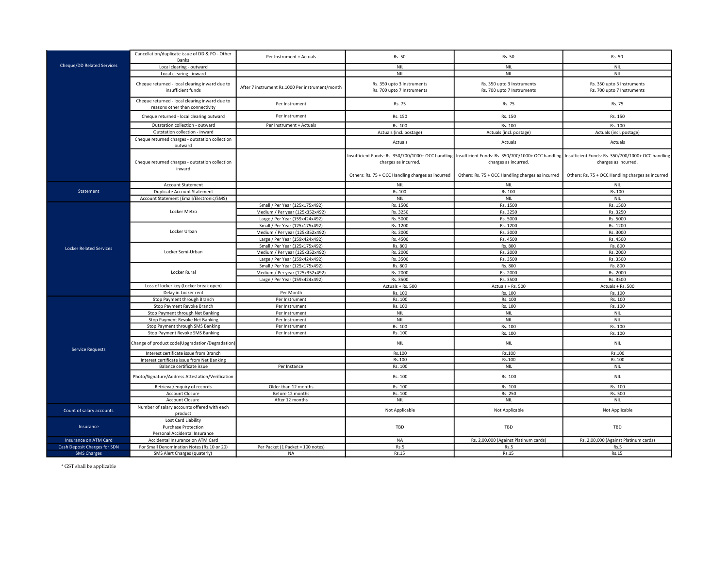| | | | | | |
|---|---|---|---|---|---|
| Cheque/DD Related Services | Cancellation/duplicate issue of DD & PO - Other Banks | Per Instrument + Actuals | Rs. 50 | Rs. 50 | Rs. 50 |
| | Local clearing - outward | | NIL | NIL | NIL |
| | Local clearing - inward | | NIL | NIL | NIL |
| | Cheque returned - local clearing inward due to insufficient funds | After 7 instrument Rs.1000 Per instrument/month | Rs. 350 upto 3 Instruments<br>Rs. 700 upto 7 Instruments | Rs. 350 upto 3 Instruments<br>Rs. 700 upto 7 Instruments | Rs. 350 upto 3 Instruments<br>Rs. 700 upto 7 Instruments |
| | Cheque returned - local clearing inward due to reasons other than connectivity | Per Instrument | Rs. 75 | Rs. 75 | Rs. 75 |
| | Cheque returned - local clearing outward | Per Instrument | Rs. 150 | Rs. 150 | Rs. 150 |
| | Outstation collection - outward | Per Instrument + Actuals | Rs. 100 | Rs. 100 | Rs. 100 |
| | Outstation collection - inward | | Actuals (incl. postage) | Actuals (incl. postage) | Actuals (incl. postage) |
| | Cheque returned charges - outstation collection outward | | Actuals | Actuals | Actuals |
| | Cheque returned charges - outstation collection inward | | Insufficient Funds: Rs. 350/700/1000+ OCC handling charges as incurred.<br><br>Others: Rs. 75 + OCC Handling charges as incurred | Insufficient Funds: Rs. 350/700/1000+ OCC handling charges as incurred.<br><br>Others: Rs. 75 + OCC Handling charges as incurred | Insufficient Funds: Rs. 350/700/1000+ OCC handling charges as incurred.<br><br>Others: Rs. 75 + OCC Handling charges as incurred |
| Statement | Account Statement | | NIL | NIL | NIL |
| | Duplicate Account Statement | | Rs.100 | Rs.100 | Rs.100 |
| | Account Statement (Email/Electronic/SMS) | | NIL | NIL | NIL |
| Locker Related Services | Locker Metro | Small / Per Year (125x175x492) | Rs. 1500 | Rs. 1500 | Rs. 1500 |
| | | Medium / Per year (125x352x492) | Rs. 3250 | Rs. 3250 | Rs. 3250 |
| | | Large / Per Year (159x424x492) | Rs. 5000 | Rs. 5000 | Rs. 5000 |
| | Locker Urban | Small / Per Year (125x175x492) | Rs. 1200 | Rs. 1200 | Rs. 1200 |
| | | Medium / Per year (125x352x492) | Rs. 3000 | Rs. 3000 | Rs. 3000 |
| | | Large / Per Year (159x424x492) | Rs. 4500 | Rs. 4500 | Rs. 4500 |
| | Locker Semi-Urban | Small / Per Year (125x175x492) | Rs. 800 | Rs. 800 | Rs. 800 |
| | | Medium / Per year (125x352x492) | Rs. 2000 | Rs. 2000 | Rs. 2000 |
| | | Large / Per Year (159x424x492) | Rs. 3500 | Rs. 3500 | Rs. 3500 |
| | Locker Rural | Small / Per Year (125x175x492) | Rs. 800 | Rs. 800 | Rs. 800 |
| | | Medium / Per year (125x352x492) | Rs. 2000 | Rs. 2000 | Rs. 2000 |
| | | Large / Per Year (159x424x492) | Rs. 3500 | Rs. 3500 | Rs. 3500 |
| | Loss of locker key (Locker break open) | | Actuals + Rs. 500 | Actuals + Rs. 500 | Actuals + Rs. 500 |
| | Delay in Locker rent | Per Month | Rs. 100 | Rs. 100 | Rs. 100 |
| Service Requests | Stop Payment through Branch | Per Instrument | Rs. 100 | Rs. 100 | Rs. 100 |
| | Stop Payment Revoke Branch | Per Instrument | Rs. 100 | Rs. 100 | Rs. 100 |
| | Stop Payment through Net Banking | Per Instrument | NIL | NIL | NIL |
| | Stop Payment Revoke Net Banking | Per Instrument | NIL | NIL | NIL |
| | Stop Payment through SMS Banking | Per Instrument | Rs. 100 | Rs. 100 | Rs. 100 |
| | Stop Payment Revoke SMS Banking | Per Instrument | Rs. 100 | Rs. 100 | Rs. 100 |
| | Change of product code(Upgradation/Degradation) | | NIL | NIL | NIL |
| | Interest certificate issue from Branch | | Rs.100 | Rs.100 | Rs.100 |
| | Interest certificate issue from Net Banking | | Rs.100 | Rs.100 | Rs.100 |
| | Balance certificate issue | Per Instance | Rs. 100 | NIL | NIL |
| | Photo/Signature/Address Attestation/Verification | | Rs. 100 | Rs. 100 | NIL |
| | Retrieval/enquiry of records | Older than 12 months | Rs. 100 | Rs. 100 | Rs. 100 |
| | Account Closure | Before 12 months | Rs. 100 | Rs. 250 | Rs. 500 |
| | Account Closure | After 12 months | NIL | NIL | NIL |
| Count of salary accounts | Number of salary accounts offered with each product | | Not Applicable | Not Applicable | Not Applicable |
| Insurance | Lost Card Liability<br>Purchase Protection<br>Personal Accidental Insurance | | TBD | TBD | TBD |
| Insurance on ATM Card | Accidental Insurance on ATM Card | | NA | Rs. 2,00,000 (Against Platinum cards) | Rs. 2,00,000 (Against Platinum cards) |
| Cash Deposit Charges for SDN | For Small Denomination Notes (Rs.10 or 20) | Per Packet (1 Packet = 100 notes) | Rs.5 | Rs.5 | Rs.5 |
| SMS Charges | SMS Alert Charges (quaterly) | NA | Rs.15 | Rs.15 | Rs.15 |

* GST shall be applicable